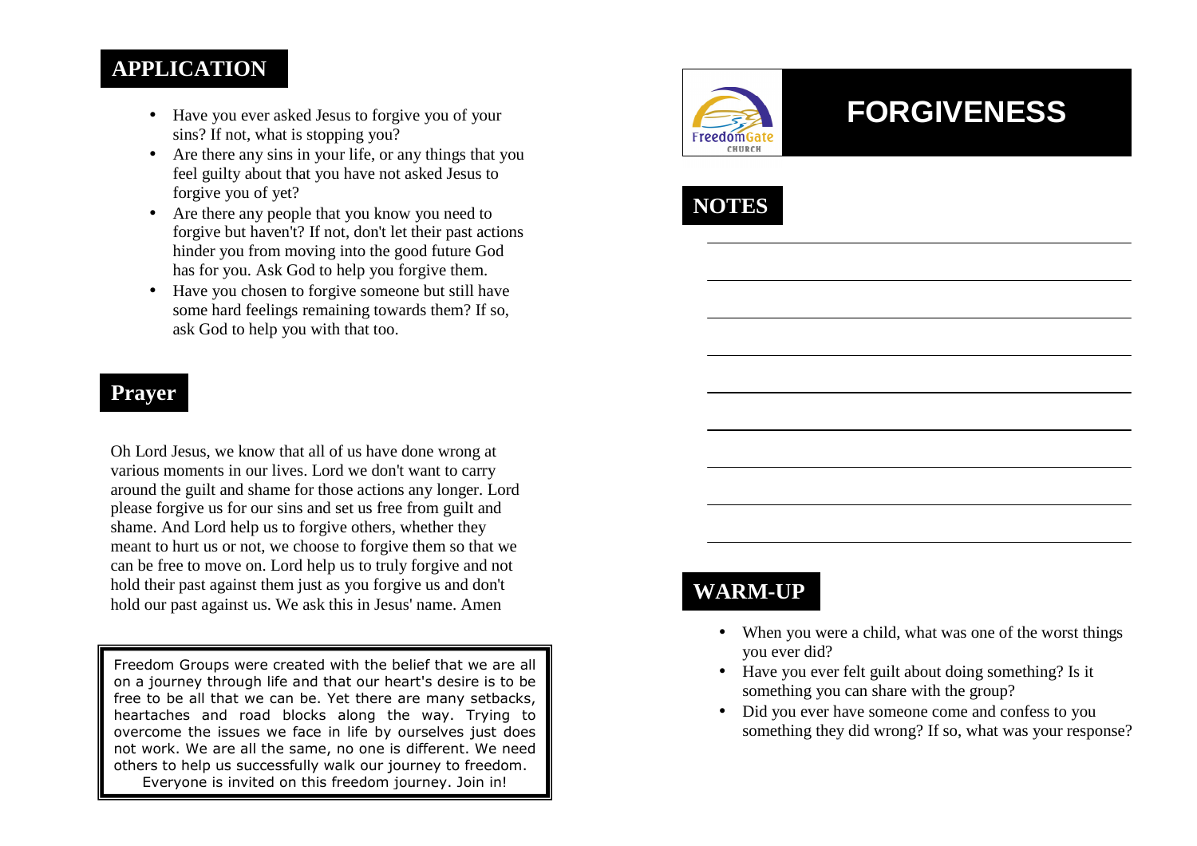## APPLICATION

- Have you ever asked Jesus to forgive you of your sins? If not, what is stopping you?
- Are there any sins in your life, or any things that you feel guilty about that you have not asked Jesus to forgive you of yet?
- Are there any people that you know you need to forgive but haven't? If not, don't let their past actions hinder you from moving into the good future God has for you. Ask God to help you forgive them.
- Have you chosen to forgive someone but still have some hard feelings remaining towards them? If so, ask God to help you with that too.

## Prayer

Oh Lord Jesus, we know that all of us have done wrong at various moments in our lives. Lord we don't want to carry around the guilt and shame for those actions any longer. Lord please forgive us for our sins and set us free from guilt and shame. And Lord help us to forgive others, whether they meant to hurt us or not, we choose to forgive them so that we can be free to move on. Lord help us to truly forgive and not hold their past against them just as you forgive us and don't hold our past against us. We ask this in Jesus' name. Amen

Freedom Groups were created with the belief that we are all on a journey through life and that our heart's desire is to be free to be all that we can be. Yet there are many setbacks, heartaches and road blocks along the way. Trying to overcome the issues we face in life by ourselves just does not work. We are all the same, no one is different. We need others to help us successfully walk our journey to freedom. Everyone is invited on this freedom journey. Join in!

FreedomGate CHURCH

# FORGIVENESS

## NOTES

## WARM-UP

- When you were a child, what was one of the worst things you ever did?
- Have you ever felt guilt about doing something? Is it something you can share with the group?
- Did you ever have someone come and confess to you something they did wrong? If so, what was your response?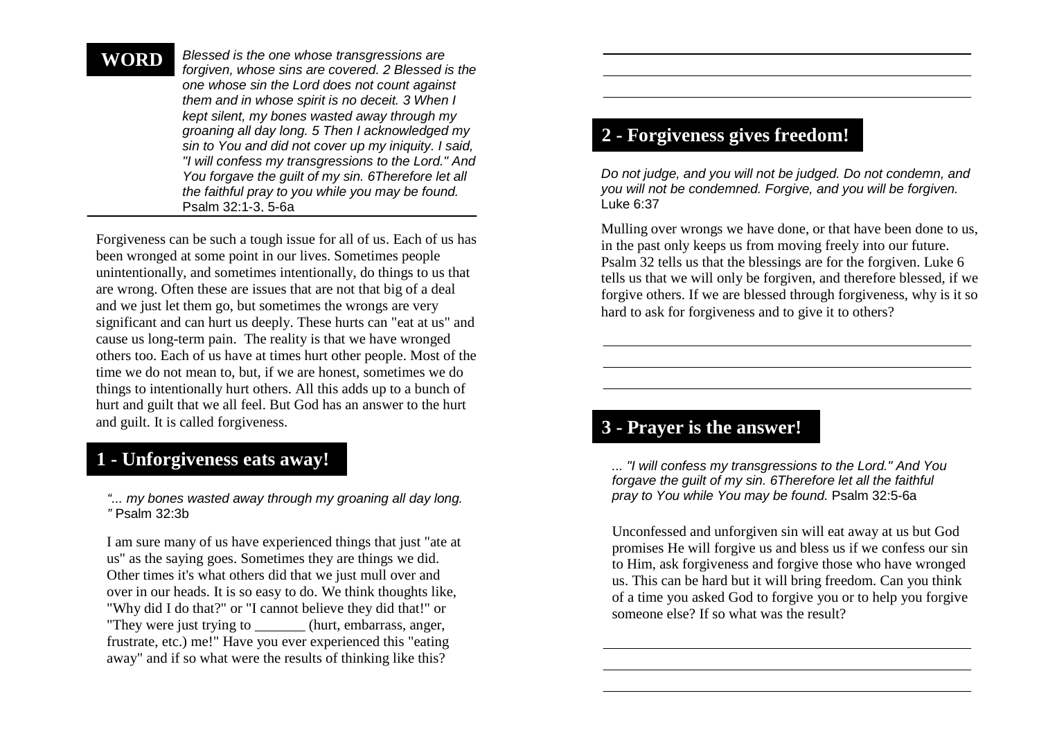**WORD**

*Blessed is the one whose transgressions are forgiven, whose sins are covered. 2 Blessed is the one whose sin the Lord does not count against them and in whose spirit is no deceit. 3 When I kept silent, my bones wasted away through my groaning all day long. 5 Then I acknowledged my sin to You and did not cover up my iniquity. I said, "I will confess my transgressions to the Lord." And You forgave the guilt of my sin. 6Therefore let all the faithful pray to you while you may be found.* Psalm 32:1-3, 5-6a

Forgiveness can be such a tough issue for all of us. Each of us has been wronged at some point in our lives. Sometimes people unintentionally, and sometimes intentionally, do things to us that are wrong. Often these are issues that are not that big of a deal and we just let them go, but sometimes the wrongs are very significant and can hurt us deeply. These hurts can "eat at us" and cause us long-term pain. The reality is that we have wronged others too. Each of us have at times hurt other people. Most of the time we do not mean to, but, if we are honest, sometimes we do things to intentionally hurt others. All this adds up to a bunch of hurt and guilt that we all feel. But God has an answer to the hurt and guilt. It is called forgiveness.

## 1 - Unforgiveness eats away!

*"... my bones wasted away through my groaning all day long."* Psalm 32:3b

I am sure many of us have experienced things that just "ate at us" as the saying goes. Sometimes they are things we did. Other times it's what others did that we just mull over and over in our heads. It is so easy to do. We think thoughts like, "Why did I do that?" or "I cannot believe they did that!" or "They were just trying to _______ (hurt, embarrass, anger, frustrate, etc.) me!" Have you ever experienced this "eating away" and if so what were the results of thinking like this?

## 2 - Forgiveness gives freedom!

*Do not judge, and you will not be judged. Do not condemn, and you will not be condemned. Forgive, and you will be forgiven.* Luke 6:37

Mulling over wrongs we have done, or that have been done to us, in the past only keeps us from moving freely into our future. Psalm 32 tells us that the blessings are for the forgiven. Luke 6 tells us that we will only be forgiven, and therefore blessed, if we forgive others. If we are blessed through forgiveness, why is it so hard to ask for forgiveness and to give it to others?

## 3 - Prayer is the answer!

*... "I will confess my transgressions to the Lord." And You forgave the guilt of my sin. 6Therefore let all the faithful pray to You while You may be found.* Psalm 32:5-6a

Unconfessed and unforgiven sin will eat away at us but God promises He will forgive us and bless us if we confess our sin to Him, ask forgiveness and forgive those who have wronged us. This can be hard but it will bring freedom. Can you think of a time you asked God to forgive you or to help you forgive someone else? If so what was the result?